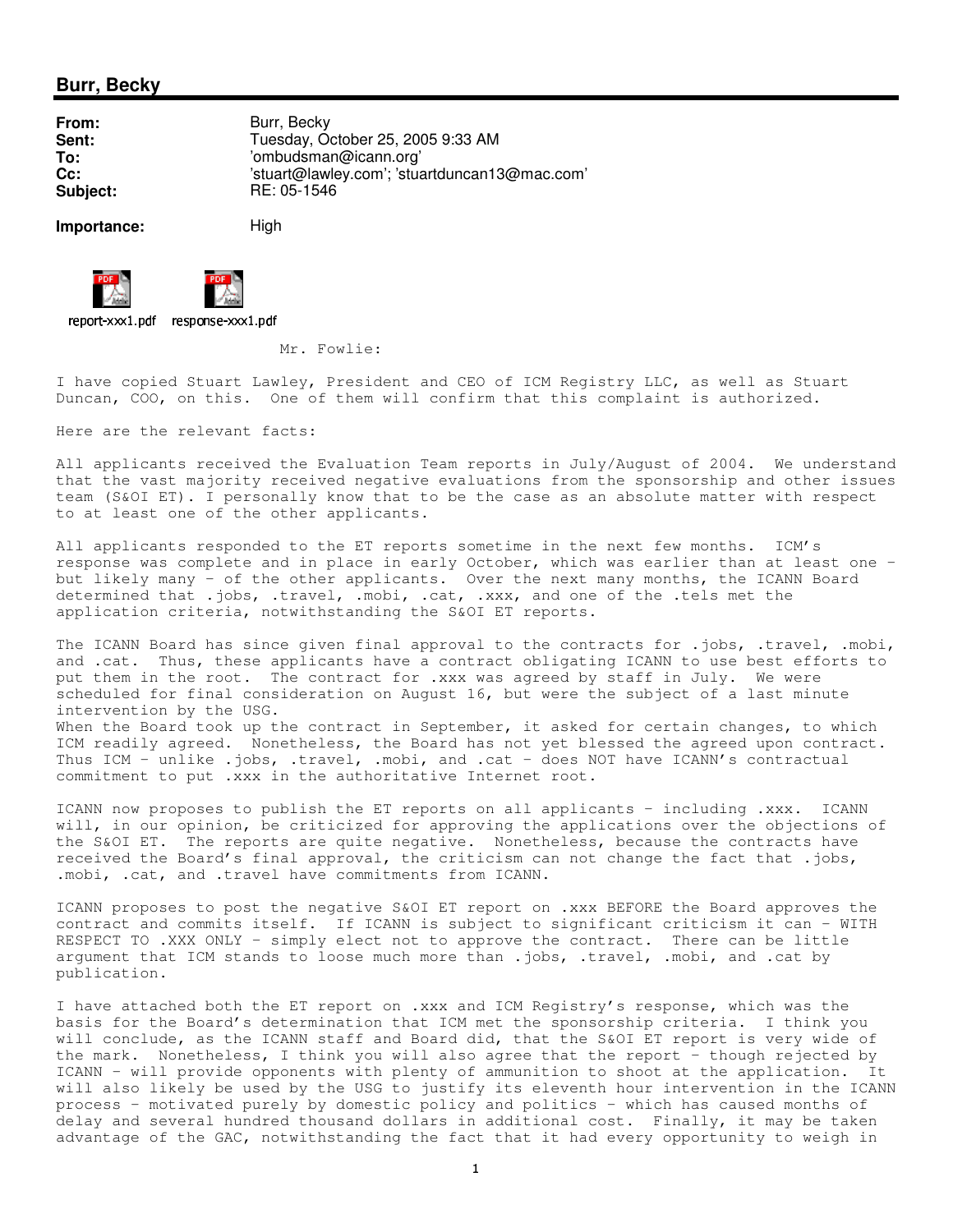## Burr, Becky

| | |
|---|---|
| **From:** | Burr, Becky |
| **Sent:** | Tuesday, October 25, 2005 9:33 AM |
| **To:** | 'ombudsman@icann.org' |
| **Cc:** | 'stuart@lawley.com'; 'stuartduncan13@mac.com' |
| **Subject:** | RE: 05-1546 |

**Importance:** High

report-xxx1.pdf response-xxx1.pdf

Mr. Fowlie:

I have copied Stuart Lawley, President and CEO of ICM Registry LLC, as well as Stuart Duncan, COO, on this. One of them will confirm that this complaint is authorized.

Here are the relevant facts:

All applicants received the Evaluation Team reports in July/August of 2004. We understand that the vast majority received negative evaluations from the sponsorship and other issues team (S&OI ET). I personally know that to be the case as an absolute matter with respect to at least one of the other applicants.

All applicants responded to the ET reports sometime in the next few months. ICM's response was complete and in place in early October, which was earlier than at least one - but likely many - of the other applicants. Over the next many months, the ICANN Board determined that .jobs, .travel, .mobi, .cat, .xxx, and one of the .tels met the application criteria, notwithstanding the S&OI ET reports.

The ICANN Board has since given final approval to the contracts for .jobs, .travel, .mobi, and .cat. Thus, these applicants have a contract obligating ICANN to use best efforts to put them in the root. The contract for .xxx was agreed by staff in July. We were scheduled for final consideration on August 16, but were the subject of a last minute intervention by the USG.
When the Board took up the contract in September, it asked for certain changes, to which ICM readily agreed. Nonetheless, the Board has not yet blessed the agreed upon contract. Thus ICM - unlike .jobs, .travel, .mobi, and .cat - does NOT have ICANN's contractual commitment to put .xxx in the authoritative Internet root.

ICANN now proposes to publish the ET reports on all applicants - including .xxx. ICANN will, in our opinion, be criticized for approving the applications over the objections of the S&OI ET. The reports are quite negative. Nonetheless, because the contracts have received the Board's final approval, the criticism can not change the fact that .jobs, .mobi, .cat, and .travel have commitments from ICANN.

ICANN proposes to post the negative S&OI ET report on .xxx BEFORE the Board approves the contract and commits itself. If ICANN is subject to significant criticism it can - WITH RESPECT TO .XXX ONLY - simply elect not to approve the contract. There can be little argument that ICM stands to loose much more than .jobs, .travel, .mobi, and .cat by publication.

I have attached both the ET report on .xxx and ICM Registry's response, which was the basis for the Board's determination that ICM met the sponsorship criteria. I think you will conclude, as the ICANN staff and Board did, that the S&OI ET report is very wide of the mark. Nonetheless, I think you will also agree that the report - though rejected by ICANN - will provide opponents with plenty of ammunition to shoot at the application. It will also likely be used by the USG to justify its eleventh hour intervention in the ICANN process - motivated purely by domestic policy and politics - which has caused months of delay and several hundred thousand dollars in additional cost. Finally, it may be taken advantage of the GAC, notwithstanding the fact that it had every opportunity to weigh in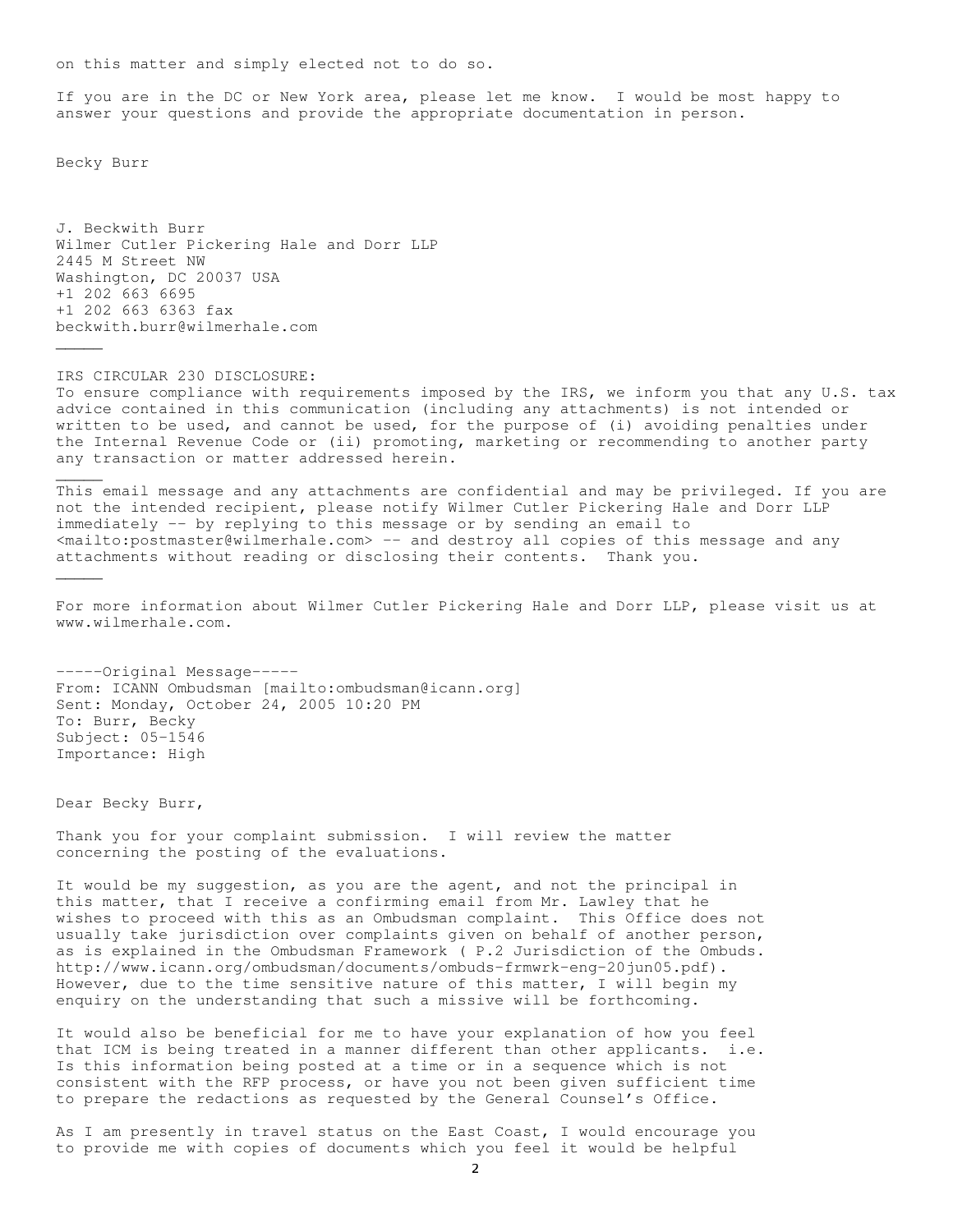on this matter and simply elected not to do so.

If you are in the DC or New York area, please let me know. I would be most happy to answer your questions and provide the appropriate documentation in person.

Becky Burr

J. Beckwith Burr
Wilmer Cutler Pickering Hale and Dorr LLP
2445 M Street NW
Washington, DC 20037 USA
+1 202 663 6695
+1 202 663 6363 fax
beckwith.burr@wilmerhale.com

_____

IRS CIRCULAR 230 DISCLOSURE:
To ensure compliance with requirements imposed by the IRS, we inform you that any U.S. tax advice contained in this communication (including any attachments) is not intended or written to be used, and cannot be used, for the purpose of (i) avoiding penalties under the Internal Revenue Code or (ii) promoting, marketing or recommending to another party any transaction or matter addressed herein.

_____

This email message and any attachments are confidential and may be privileged. If you are not the intended recipient, please notify Wilmer Cutler Pickering Hale and Dorr LLP immediately -- by replying to this message or by sending an email to <mailto:postmaster@wilmerhale.com> -- and destroy all copies of this message and any attachments without reading or disclosing their contents. Thank you.

_____

For more information about Wilmer Cutler Pickering Hale and Dorr LLP, please visit us at www.wilmerhale.com.

-----Original Message-----
From: ICANN Ombudsman [mailto:ombudsman@icann.org]
Sent: Monday, October 24, 2005 10:20 PM
To: Burr, Becky
Subject: 05-1546
Importance: High

Dear Becky Burr,

Thank you for your complaint submission. I will review the matter concerning the posting of the evaluations.

It would be my suggestion, as you are the agent, and not the principal in this matter, that I receive a confirming email from Mr. Lawley that he wishes to proceed with this as an Ombudsman complaint. This Office does not usually take jurisdiction over complaints given on behalf of another person, as is explained in the Ombudsman Framework ( P.2 Jurisdiction of the Ombuds. http://www.icann.org/ombudsman/documents/ombuds-frmwrk-eng-20jun05.pdf). However, due to the time sensitive nature of this matter, I will begin my enquiry on the understanding that such a missive will be forthcoming.

It would also be beneficial for me to have your explanation of how you feel that ICM is being treated in a manner different than other applicants. i.e. Is this information being posted at a time or in a sequence which is not consistent with the RFP process, or have you not been given sufficient time to prepare the redactions as requested by the General Counsel's Office.

As I am presently in travel status on the East Coast, I would encourage you to provide me with copies of documents which you feel it would be helpful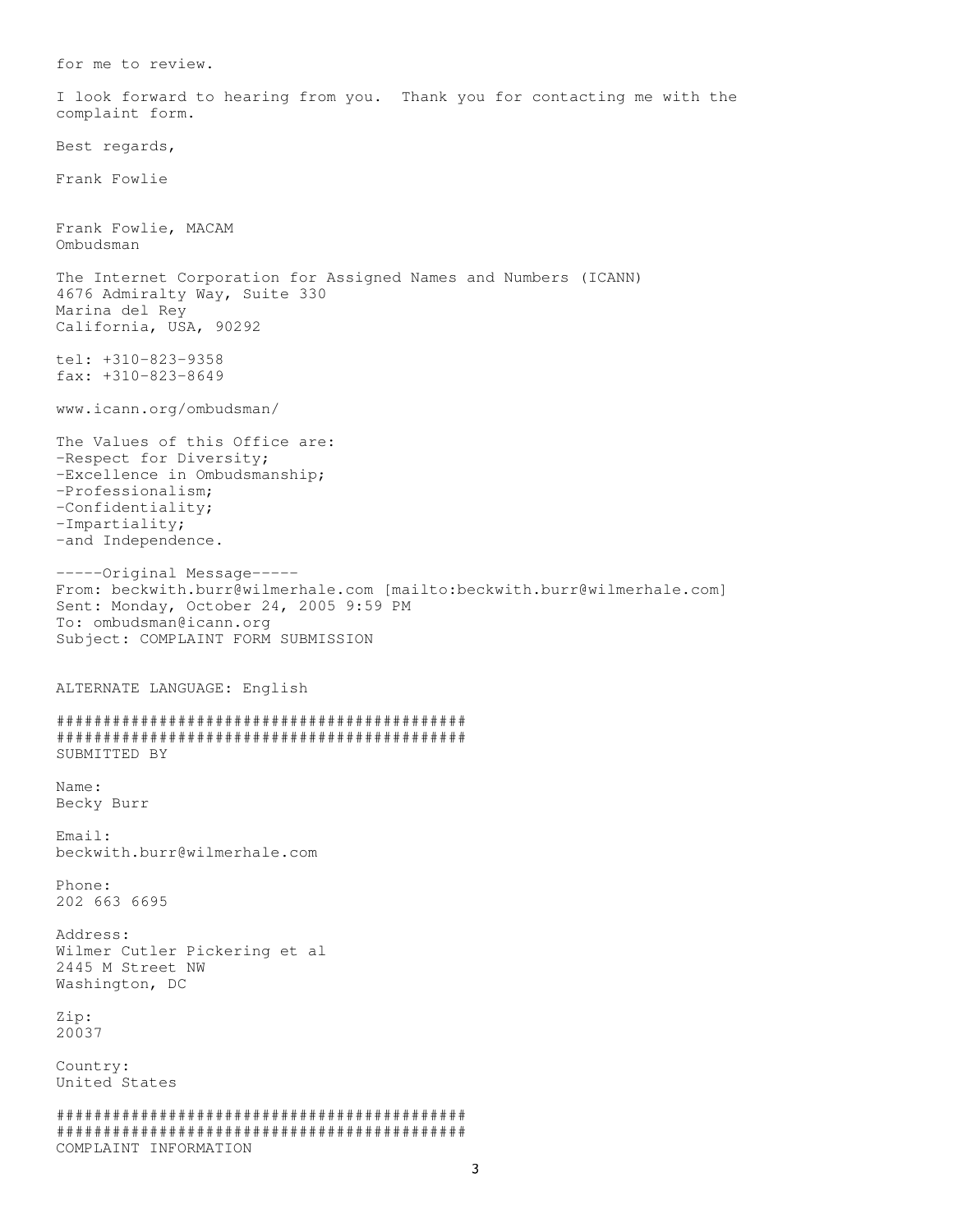for me to review.

I look forward to hearing from you.  Thank you for contacting me with the complaint form.

Best regards,

Frank Fowlie

Frank Fowlie, MACAM
Ombudsman

The Internet Corporation for Assigned Names and Numbers (ICANN)
4676 Admiralty Way, Suite 330
Marina del Rey
California, USA, 90292

tel: +310-823-9358
fax: +310-823-8649

www.icann.org/ombudsman/

The Values of this Office are:
-Respect for Diversity;
-Excellence in Ombudsmanship;
-Professionalism;
-Confidentiality;
-Impartiality;
-and Independence.

-----Original Message-----
From: beckwith.burr@wilmerhale.com [mailto:beckwith.burr@wilmerhale.com]
Sent: Monday, October 24, 2005 9:59 PM
To: ombudsman@icann.org
Subject: COMPLAINT FORM SUBMISSION

ALTERNATE LANGUAGE: English

############################################
############################################
SUBMITTED BY

Name:
Becky Burr

Email:
beckwith.burr@wilmerhale.com

Phone:
202 663 6695

Address:
Wilmer Cutler Pickering et al
2445 M Street NW
Washington, DC

Zip:
20037

Country:
United States

############################################
############################################
COMPLAINT INFORMATION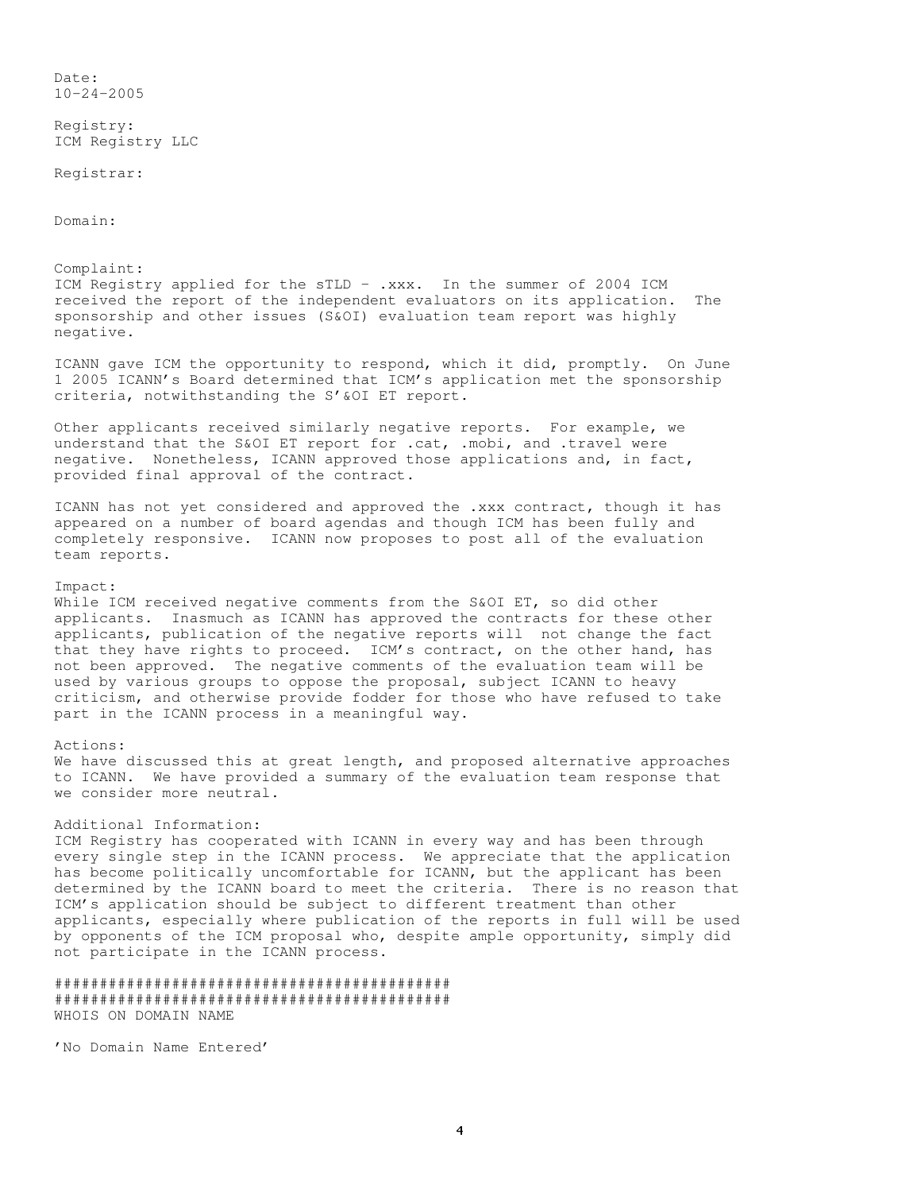Date:
10-24-2005

Registry:
ICM Registry LLC

Registrar:

Domain:

Complaint:
ICM Registry applied for the sTLD – .xxx. In the summer of 2004 ICM received the report of the independent evaluators on its application. The sponsorship and other issues (S&OI) evaluation team report was highly negative.

ICANN gave ICM the opportunity to respond, which it did, promptly. On June 1 2005 ICANN's Board determined that ICM's application met the sponsorship criteria, notwithstanding the S'&OI ET report.

Other applicants received similarly negative reports. For example, we understand that the S&OI ET report for .cat, .mobi, and .travel were negative. Nonetheless, ICANN approved those applications and, in fact, provided final approval of the contract.

ICANN has not yet considered and approved the .xxx contract, though it has appeared on a number of board agendas and though ICM has been fully and completely responsive. ICANN now proposes to post all of the evaluation team reports.

Impact:
While ICM received negative comments from the S&OI ET, so did other applicants. Inasmuch as ICANN has approved the contracts for these other applicants, publication of the negative reports will not change the fact that they have rights to proceed. ICM's contract, on the other hand, has not been approved. The negative comments of the evaluation team will be used by various groups to oppose the proposal, subject ICANN to heavy criticism, and otherwise provide fodder for those who have refused to take part in the ICANN process in a meaningful way.

Actions:
We have discussed this at great length, and proposed alternative approaches to ICANN. We have provided a summary of the evaluation team response that we consider more neutral.

Additional Information:
ICM Registry has cooperated with ICANN in every way and has been through every single step in the ICANN process. We appreciate that the application has become politically uncomfortable for ICANN, but the applicant has been determined by the ICANN board to meet the criteria. There is no reason that ICM's application should be subject to different treatment than other applicants, especially where publication of the reports in full will be used by opponents of the ICM proposal who, despite ample opportunity, simply did not participate in the ICANN process.

############################################
############################################
WHOIS ON DOMAIN NAME

'No Domain Name Entered'